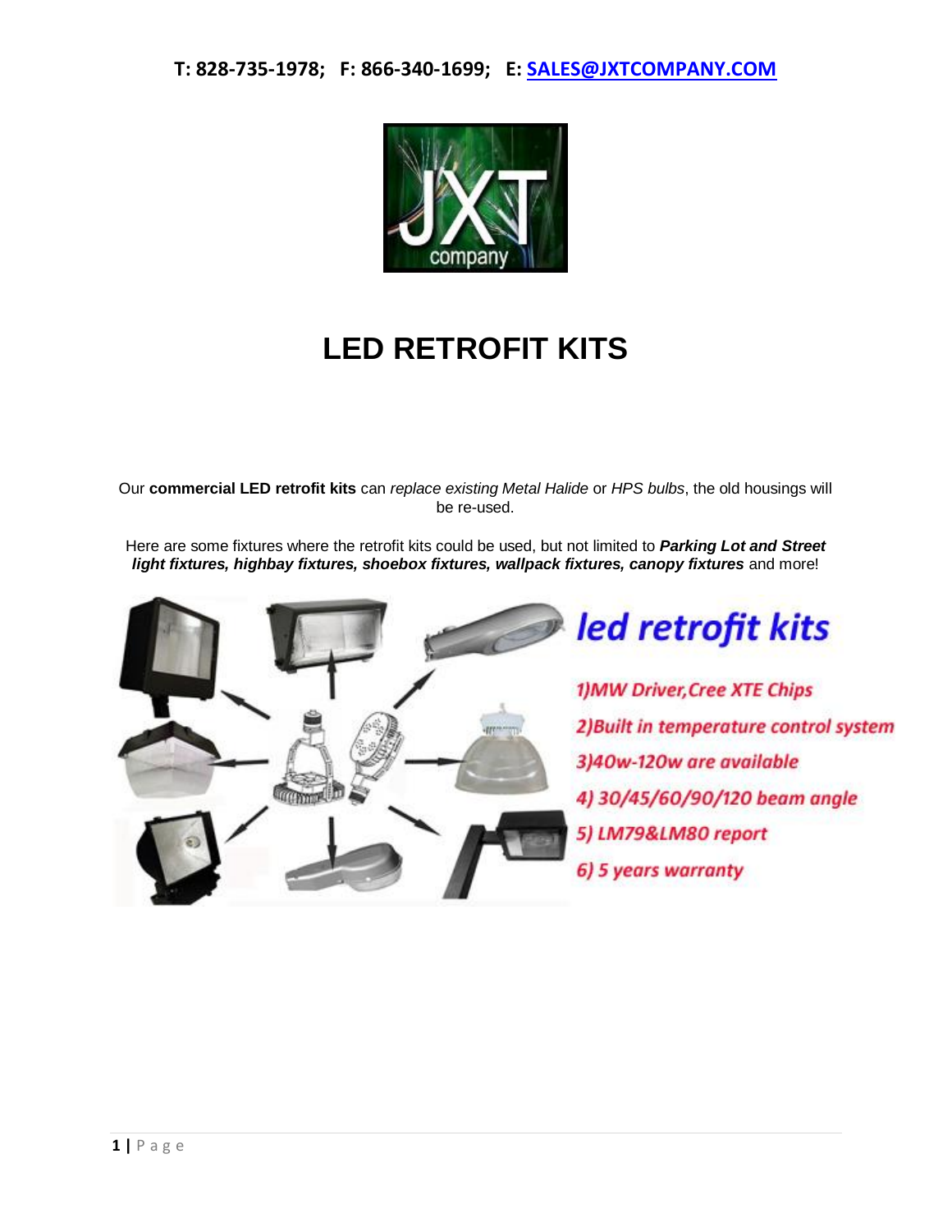**T: 828-735-1978; F: 866-340-1699; E: [SALES@JXTCOMPANY.COM](mailto:SALES@JXTCOMPANY.COM)**

JXT company

# LED RETROFIT KITS

Our **commercial LED retrofit kits** can *replace existing Metal Halide* or *HPS bulbs*, the old housings will be re-used.

Here are some fixtures where the retrofit kits could be used, but not limited to ***Parking Lot and Street light fixtures, highbay fixtures, shoebox fixtures, wallpack fixtures, canopy fixtures*** and more!

## *led retrofit kits*

*1)MW Driver,Cree XTE Chips*

*2)Built in temperature control system*

*3)40w-120w are available*

*4) 30/45/60/90/120 beam angle*

*5) LM79&LM80 report*

*6) 5 years warranty*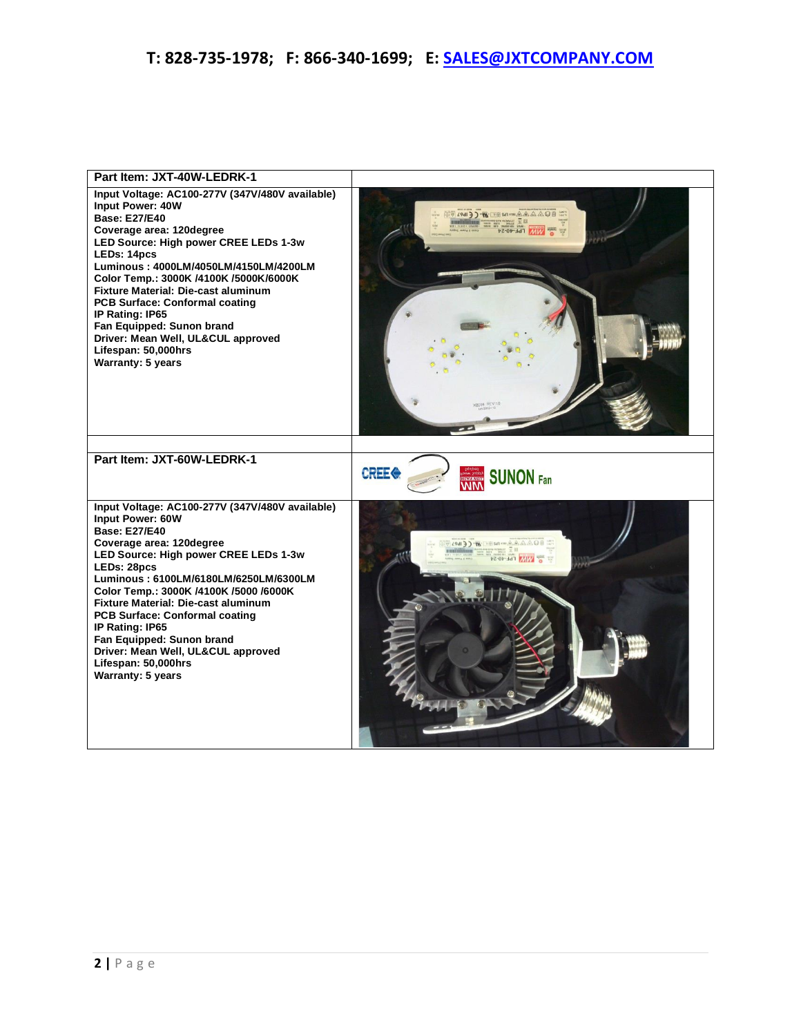**T: 828-735-1978; F: 866-340-1699; E: [SALES@JXTCOMPANY.COM](mailto:SALES@JXTCOMPANY.COM)**

| **Part Item: JXT-40W-LEDRK-1** | |
| --- | --- |
| **Input Voltage: AC100-277V (347V/480V available)**<br>**Input Power: 40W**<br>**Base: E27/E40**<br>**Coverage area: 120degree**<br>**LED Source: High power CREE LEDs 1-3w**<br>**LEDs: 14pcs**<br>**Luminous : 4000LM/4050LM/4150LM/4200LM**<br>**Color Temp.: 3000K /4100K /5000K/6000K**<br>**Fixture Material: Die-cast aluminum**<br>**PCB Surface: Conformal coating**<br>**IP Rating: IP65**<br>**Fan Equipped: Sunon brand**<br>**Driver: Mean Well, UL&CUL approved**<br>**Lifespan: 50,000hrs**<br>**Warranty: 5 years** | |
| | |
| **Part Item: JXT-60W-LEDRK-1** | |
| **Input Voltage: AC100-277V (347V/480V available)**<br>**Input Power: 60W**<br>**Base: E27/E40**<br>**Coverage area: 120degree**<br>**LED Source: High power CREE LEDs 1-3w**<br>**LEDs: 28pcs**<br>**Luminous : 6100LM/6180LM/6250LM/6300LM**<br>**Color Temp.: 3000K /4100K /5000 /6000K**<br>**Fixture Material: Die-cast aluminum**<br>**PCB Surface: Conformal coating**<br>**IP Rating: IP65**<br>**Fan Equipped: Sunon brand**<br>**Driver: Mean Well, UL&CUL approved**<br>**Lifespan: 50,000hrs**<br>**Warranty: 5 years** | |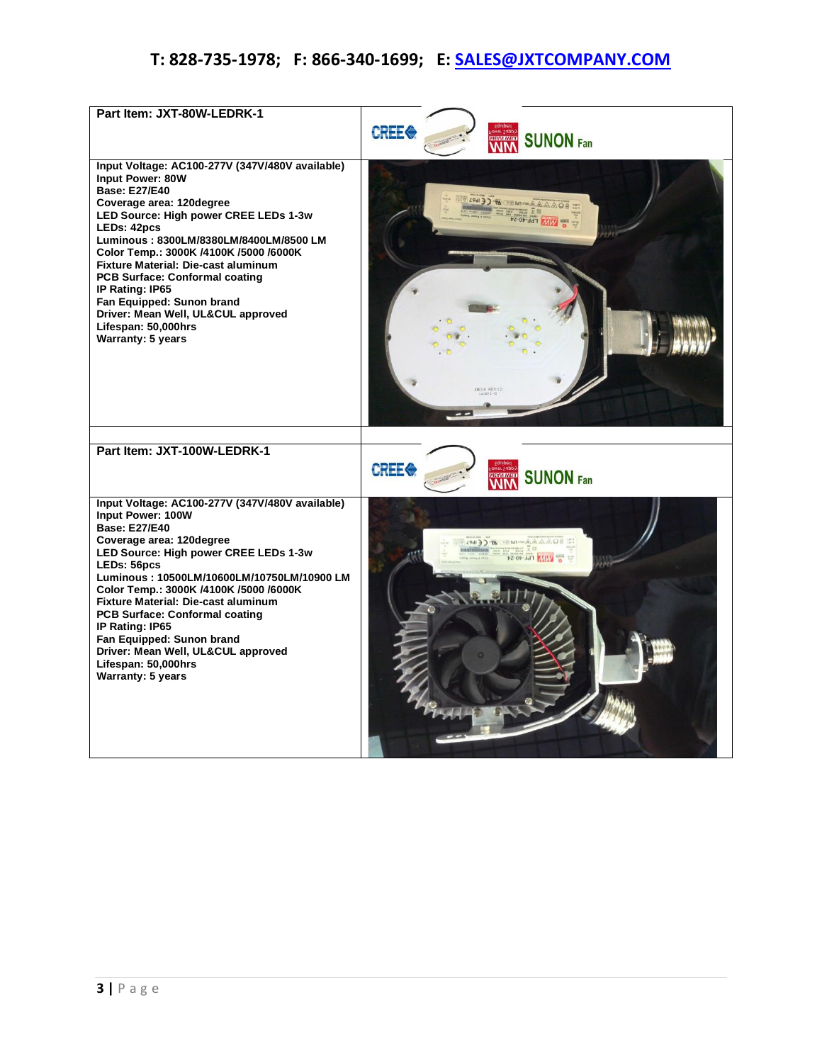T: 828-735-1978;   F: 866-340-1699;   E: SALES@JXTCOMPANY.COM

| **Part Item: JXT-80W-LEDRK-1** | |
|---|---|
| **Input Voltage: AC100-277V (347V/480V available)**<br>**Input Power: 80W**<br>**Base: E27/E40**<br>**Coverage area: 120degree**<br>**LED Source: High power CREE LEDs 1-3w**<br>**LEDs: 42pcs**<br>**Luminous : 8300LM/8380LM/8400LM/8500 LM**<br>**Color Temp.: 3000K /4100K /5000 /6000K**<br>**Fixture Material: Die-cast aluminum**<br>**PCB Surface: Conformal coating**<br>**IP Rating: IP65**<br>**Fan Equipped: Sunon brand**<br>**Driver: Mean Well, UL&CUL approved**<br>**Lifespan: 50,000hrs**<br>**Warranty: 5 years** | |
| | |
| **Part Item: JXT-100W-LEDRK-1** | |
| **Input Voltage: AC100-277V (347V/480V available)**<br>**Input Power: 100W**<br>**Base: E27/E40**<br>**Coverage area: 120degree**<br>**LED Source: High power CREE LEDs 1-3w**<br>**LEDs: 56pcs**<br>**Luminous : 10500LM/10600LM/10750LM/10900 LM**<br>**Color Temp.: 3000K /4100K /5000 /6000K**<br>**Fixture Material: Die-cast aluminum**<br>**PCB Surface: Conformal coating**<br>**IP Rating: IP65**<br>**Fan Equipped: Sunon brand**<br>**Driver: Mean Well, UL&CUL approved**<br>**Lifespan: 50,000hrs**<br>**Warranty: 5 years** | |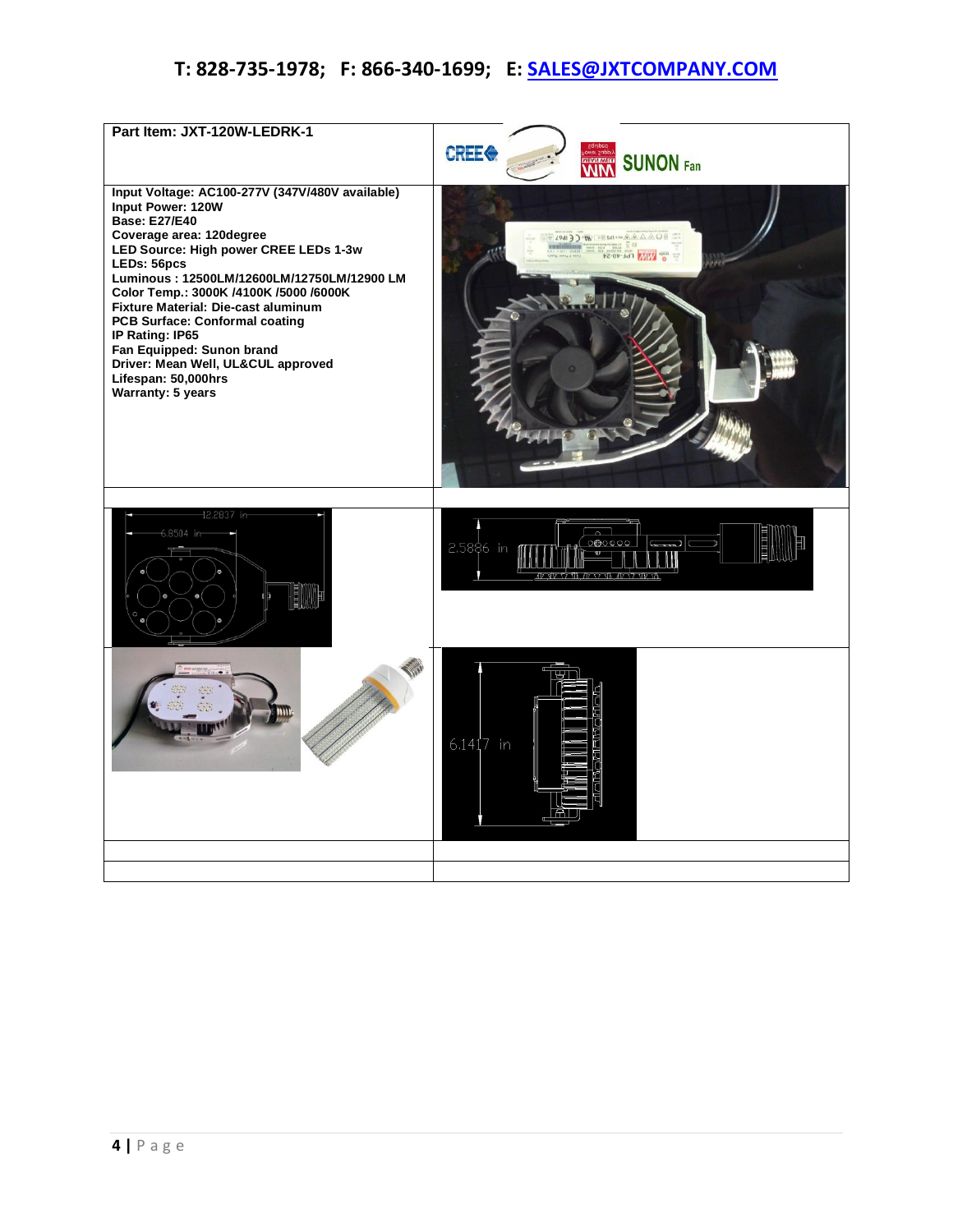**T: 828-735-1978; F: 866-340-1699; E: SALES@JXTCOMPANY.COM**

| | |
|---|---|
| **Part Item: JXT-120W-LEDRK-1** | CREE SUNON Fan |
| **Input Voltage: AC100-277V (347V/480V available)**<br>**Input Power: 120W**<br>**Base: E27/E40**<br>**Coverage area: 120degree**<br>**LED Source: High power CREE LEDs 1-3w**<br>**LEDs: 56pcs**<br>**Luminous : 12500LM/12600LM/12750LM/12900 LM**<br>**Color Temp.: 3000K /4100K /5000 /6000K**<br>**Fixture Material: Die-cast aluminum**<br>**PCB Surface: Conformal coating**<br>**IP Rating: IP65**<br>**Fan Equipped: Sunon brand**<br>**Driver: Mean Well, UL&CUL approved**<br>**Lifespan: 50,000hrs**<br>**Warranty: 5 years** | |
| | |
| 12.2897 in<br>6.8504 in | 2.5886 in |
| | 6.1417 in |
| | |
| | |